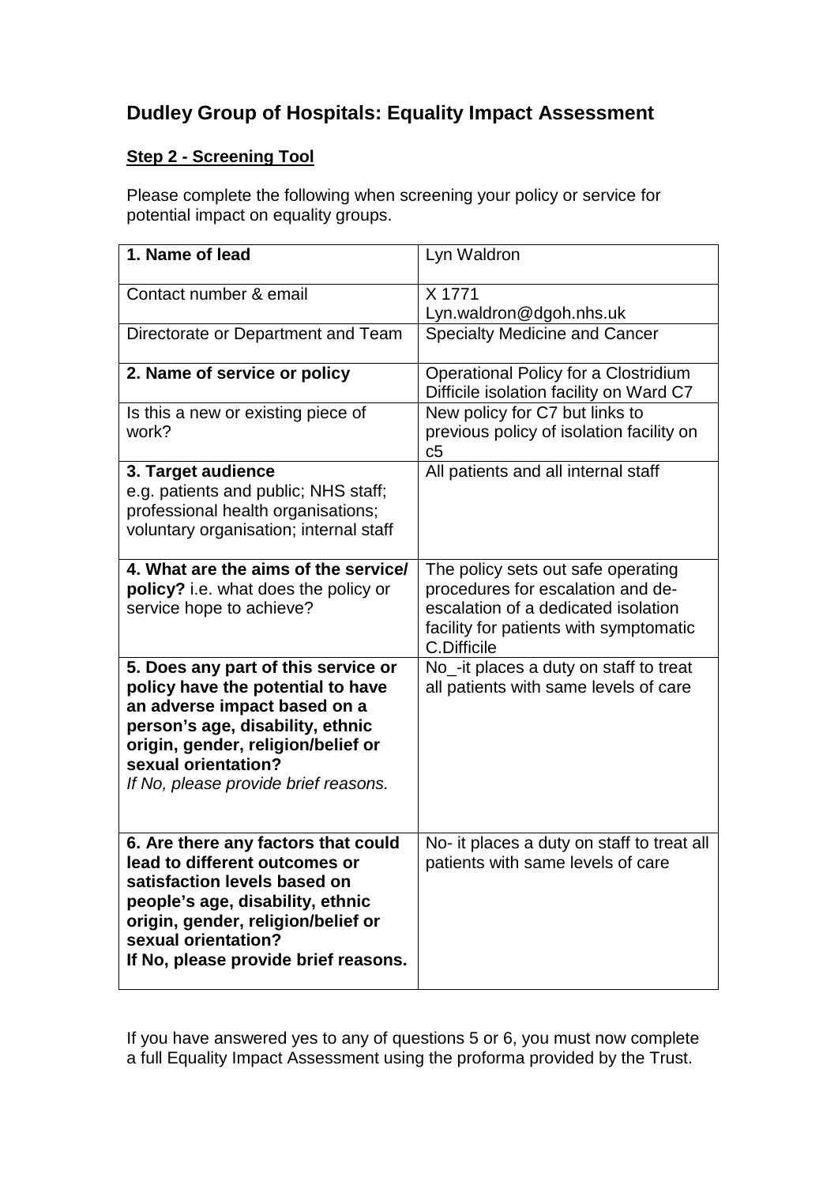# Dudley Group of Hospitals: Equality Impact Assessment

**Step 2 - Screening Tool**

Please complete the following when screening your policy or service for potential impact on equality groups.

| **1. Name of lead** | Lyn Waldron |
|---|---|
| Contact number & email | X 1771<br>Lyn.waldron@dgoh.nhs.uk |
| Directorate or Department and Team | Specialty Medicine and Cancer |
| **2. Name of service or policy** | Operational Policy for a Clostridium Difficile isolation facility on Ward C7 |
| Is this a new or existing piece of work? | New policy for C7 but links to previous policy of isolation facility on c5 |
| **3. Target audience**<br>e.g. patients and public; NHS staff; professional health organisations; voluntary organisation; internal staff | All patients and all internal staff |
| **4. What are the aims of the service/ policy?** i.e. what does the policy or service hope to achieve? | The policy sets out safe operating procedures for escalation and de-escalation of a dedicated isolation facility for patients with symptomatic C.Difficile |
| **5. Does any part of this service or policy have the potential to have an adverse impact based on a person's age, disability, ethnic origin, gender, religion/belief or sexual orientation?**<br>*If No, please provide brief reasons.* | No_-it places a duty on staff to treat all patients with same levels of care |
| **6. Are there any factors that could lead to different outcomes or satisfaction levels based on people's age, disability, ethnic origin, gender, religion/belief or sexual orientation?**<br>**If No, please provide brief reasons.** | No- it places a duty on staff to treat all patients with same levels of care |

If you have answered yes to any of questions 5 or 6, you must now complete a full Equality Impact Assessment using the proforma provided by the Trust.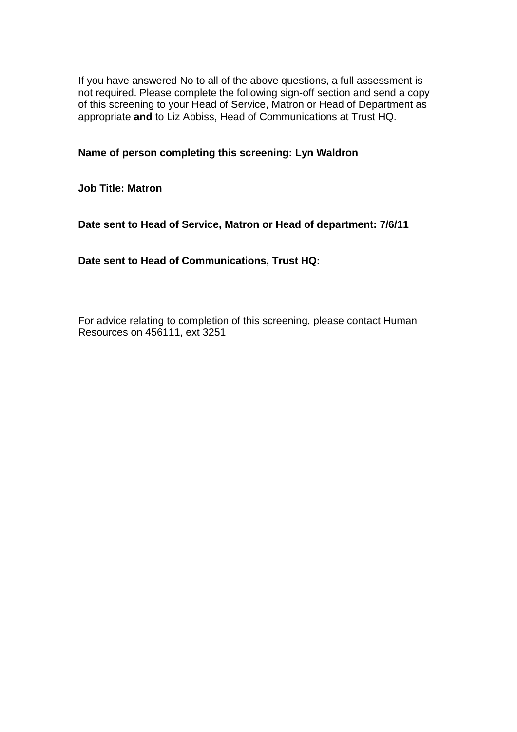If you have answered No to all of the above questions, a full assessment is not required. Please complete the following sign-off section and send a copy of this screening to your Head of Service, Matron or Head of Department as appropriate **and** to Liz Abbiss, Head of Communications at Trust HQ.

**Name of person completing this screening: Lyn Waldron**

**Job Title: Matron**

**Date sent to Head of Service, Matron or Head of department: 7/6/11**

**Date sent to Head of Communications, Trust HQ:**

For advice relating to completion of this screening, please contact Human Resources on 456111, ext 3251